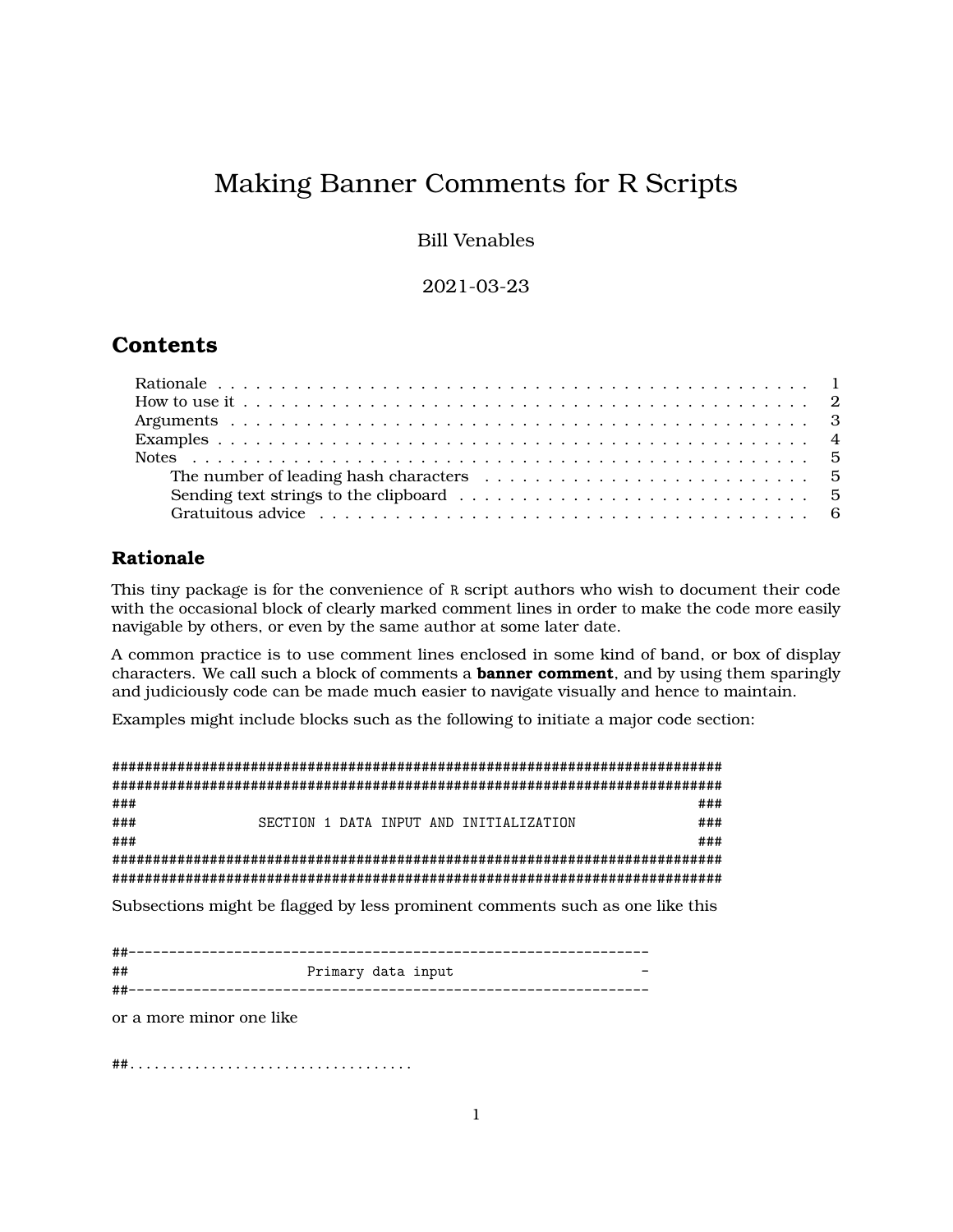# Making Banner Comments for R Scripts

Bill Venables

2021-03-23

## Contents

- Rationale . . . 1
- How to use it . . . 2
- Arguments . . . 3
- Examples . . . 4
- Notes . . . 5
  - The number of leading hash characters . . . 5
  - Sending text strings to the clipboard . . . 5
  - Gratuitous advice . . . 6

## Rationale

This tiny package is for the convenience of `R` script authors who wish to document their code with the occasional block of clearly marked comment lines in order to make the code more easily navigable by others, or even by the same author at some later date.

A common practice is to use comment lines enclosed in some kind of band, or box of display characters. We call such a block of comments a **banner comment**, and by using them sparingly and judiciously code can be made much easier to navigate visually and hence to maintain.

Examples might include blocks such as the following to initiate a major code section:

```
############################################################################
############################################################################
###                                                                      ###
###               SECTION 1 DATA INPUT AND INITIALIZATION                ###
###                                                                      ###
############################################################################
############################################################################
```

Subsections might be flagged by less prominent comments such as one like this

```
##-----------------------------------------------------------------
##                    Primary data input                          -
##-----------------------------------------------------------------
```

or a more minor one like

```
##..................................
```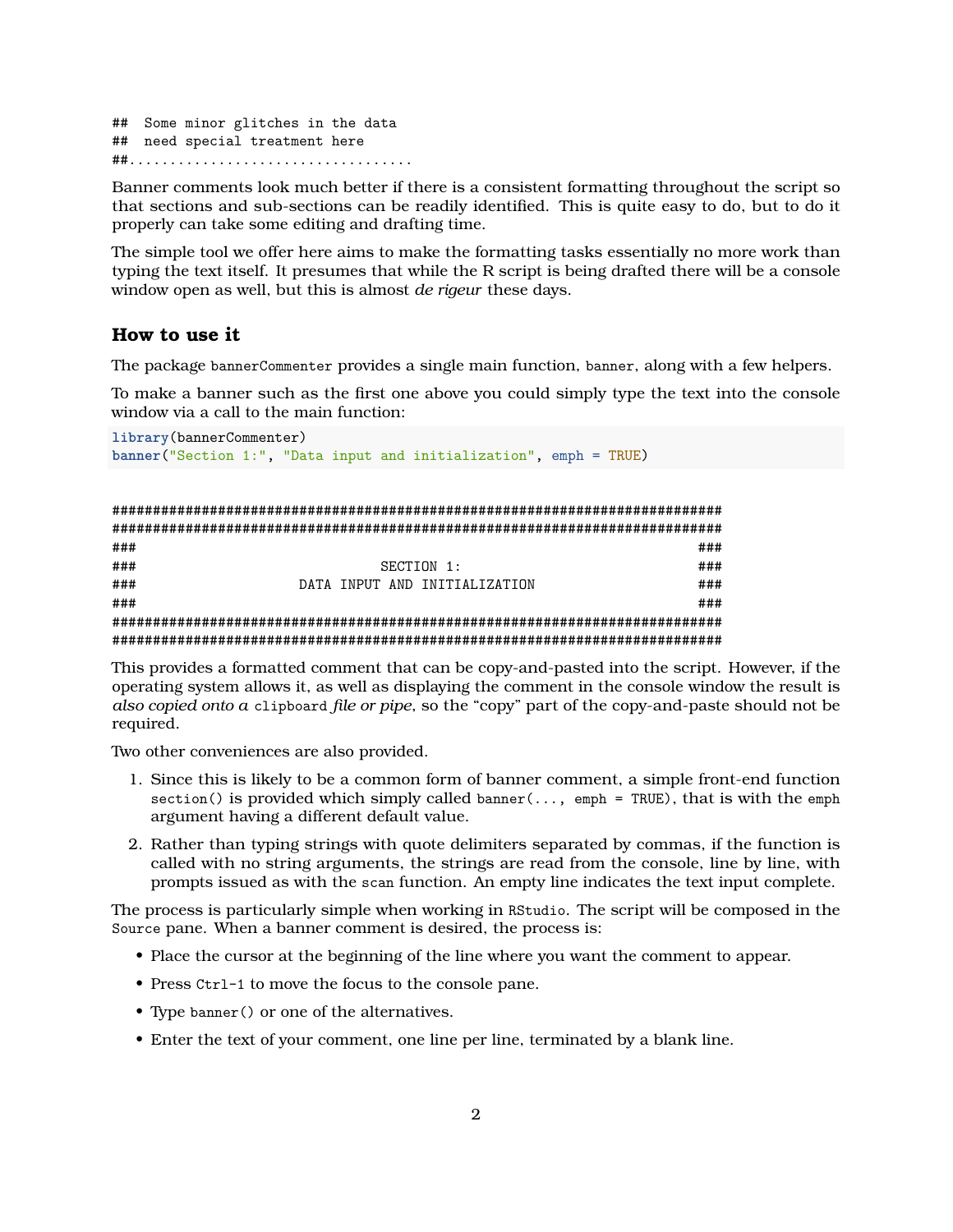```
##  Some minor glitches in the data
##  need special treatment here
##..................................
```

Banner comments look much better if there is a consistent formatting throughout the script so that sections and sub-sections can be readily identified. This is quite easy to do, but to do it properly can take some editing and drafting time.

The simple tool we offer here aims to make the formatting tasks essentially no more work than typing the text itself. It presumes that while the R script is being drafted there will be a console window open as well, but this is almost *de rigeur* these days.

### How to use it

The package `bannerCommenter` provides a single main function, `banner`, along with a few helpers.

To make a banner such as the first one above you could simply type the text into the console window via a call to the main function:

```r
library(bannerCommenter)
banner("Section 1:", "Data input and initialization", emph = TRUE)
```

```
############################################################################
############################################################################
###                                                                      ###
###                              SECTION 1:                              ###
###                    DATA INPUT AND INITIALIZATION                     ###
###                                                                      ###
############################################################################
############################################################################
```

This provides a formatted comment that can be copy-and-pasted into the script. However, if the operating system allows it, as well as displaying the comment in the console window the result is *also copied onto a* `clipboard` *file or pipe*, so the "copy" part of the copy-and-paste should not be required.

Two other conveniences are also provided.

1. Since this is likely to be a common form of banner comment, a simple front-end function `section()` is provided which simply called `banner(..., emph = TRUE)`, that is with the `emph` argument having a different default value.
2. Rather than typing strings with quote delimiters separated by commas, if the function is called with no string arguments, the strings are read from the console, line by line, with prompts issued as with the `scan` function. An empty line indicates the text input complete.

The process is particularly simple when working in `RStudio`. The script will be composed in the `Source` pane. When a banner comment is desired, the process is:

- Place the cursor at the beginning of the line where you want the comment to appear.
- Press `Ctrl-1` to move the focus to the console pane.
- Type `banner()` or one of the alternatives.
- Enter the text of your comment, one line per line, terminated by a blank line.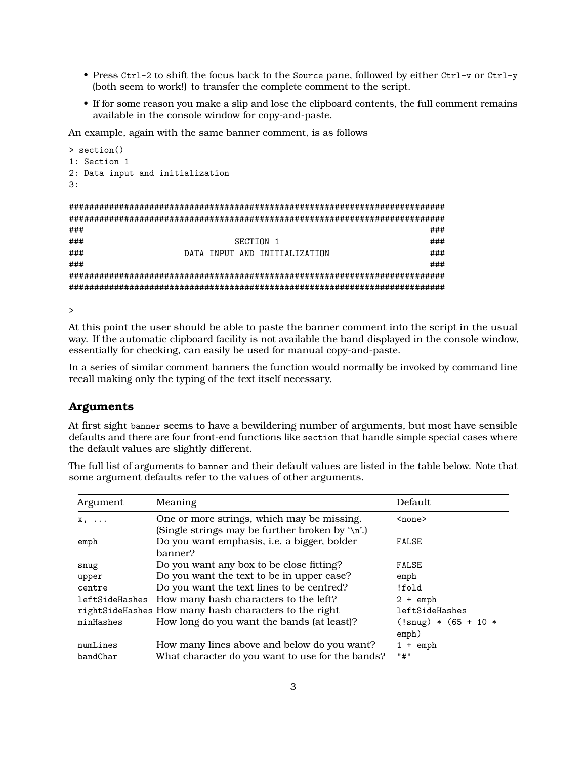- Press `Ctrl-2` to shift the focus back to the `Source` pane, followed by either `Ctrl-v` or `Ctrl-y` (both seem to work!) to transfer the complete comment to the script.
- If for some reason you make a slip and lose the clipboard contents, the full comment remains available in the console window for copy-and-paste.

An example, again with the same banner comment, is as follows

```
> section()
1: Section 1
2: Data input and initialization
3:

###########################################################################
###########################################################################
###                                                                     ###
###                              SECTION 1                              ###
###                    DATA INPUT AND INITIALIZATION                    ###
###                                                                     ###
###########################################################################
###########################################################################

>
```

At this point the user should be able to paste the banner comment into the script in the usual way. If the automatic clipboard facility is not available the band displayed in the console window, essentially for checking, can easily be used for manual copy-and-paste.

In a series of similar comment banners the function would normally be invoked by command line recall making only the typing of the text itself necessary.

## Arguments

At first sight `banner` seems to have a bewildering number of arguments, but most have sensible defaults and there are four front-end functions like `section` that handle simple special cases where the default values are slightly different.

The full list of arguments to `banner` and their default values are listed in the table below. Note that some argument defaults refer to the values of other arguments.

| Argument | Meaning | Default |
|---|---|---|
| `x, ...` | One or more strings, which may be missing. (Single strings may be further broken by '\n'.) | `<none>` |
| `emph` | Do you want emphasis, i.e. a bigger, bolder banner? | `FALSE` |
| `snug` | Do you want any box to be close fitting? | `FALSE` |
| `upper` | Do you want the text to be in upper case? | `emph` |
| `centre` | Do you want the text lines to be centred? | `!fold` |
| `leftSideHashes` | How many hash characters to the left? | `2 + emph` |
| `rightSideHashes` | How many hash characters to the right | `leftSideHashes` |
| `minHashes` | How long do you want the bands (at least)? | `(!snug) * (65 + 10 * emph)` |
| `numLines` | How many lines above and below do you want? | `1 + emph` |
| `bandChar` | What character do you want to use for the bands? | `"#"` |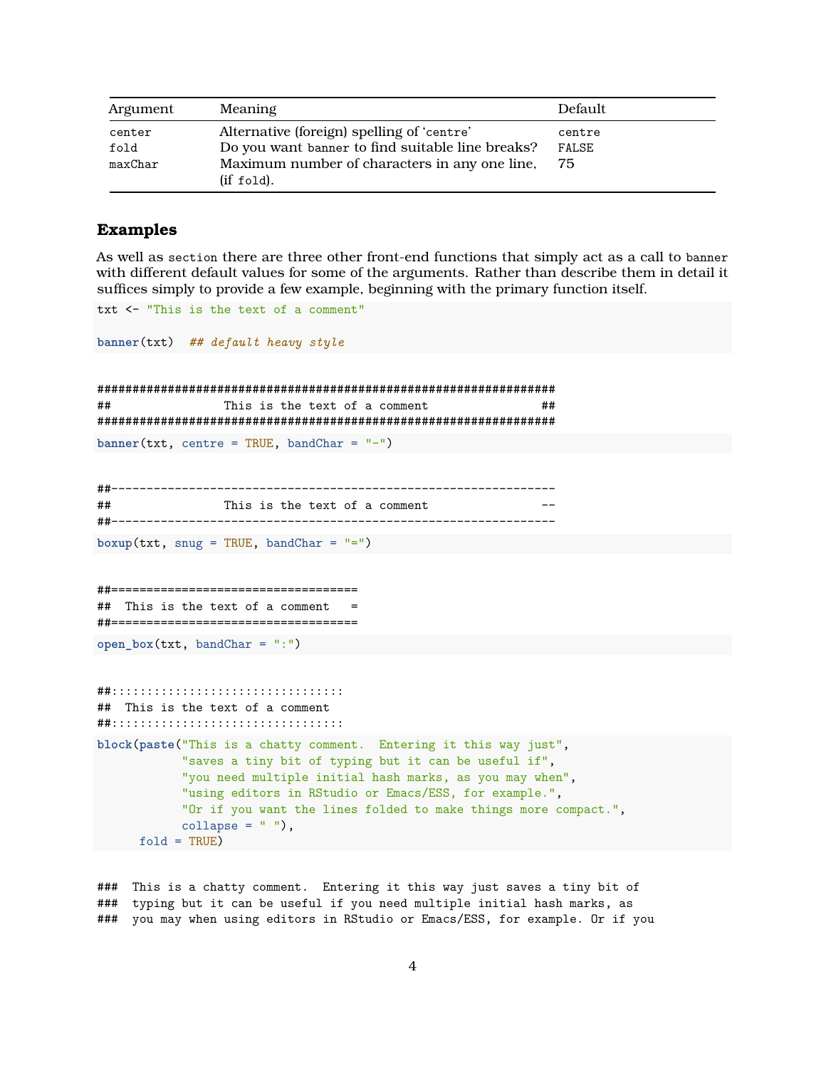| Argument | Meaning | Default |
|---|---|---|
| center | Alternative (foreign) spelling of 'centre' | centre |
| fold | Do you want banner to find suitable line breaks? | FALSE |
| maxChar | Maximum number of characters in any one line, (if fold). | 75 |

## Examples

As well as section there are three other front-end functions that simply act as a call to banner with different default values for some of the arguments. Rather than describe them in detail it suffices simply to provide a few example, beginning with the primary function itself.

```
txt <- "This is the text of a comment"

banner(txt)  ## default heavy style
```

```
#################################################################
##                This is the text of a comment                ##
#################################################################
```

```
banner(txt, centre = TRUE, bandChar = "-")
```

```
##---------------------------------------------------------------
##                This is the text of a comment                --
##---------------------------------------------------------------
```

```
boxup(txt, snug = TRUE, bandChar = "=")
```

```
##==================================
##  This is the text of a comment   =
##==================================
```

```
open_box(txt, bandChar = ":")
```

```
##:::::::::::::::::::::::::::::::::
##  This is the text of a comment
##:::::::::::::::::::::::::::::::::
```

```
block(paste("This is a chatty comment.  Entering it this way just",
            "saves a tiny bit of typing but it can be useful if",
            "you need multiple initial hash marks, as you may when",
            "using editors in RStudio or Emacs/ESS, for example.",
            "Or if you want the lines folded to make things more compact.",
            collapse = " "),
      fold = TRUE)
```

```
###  This is a chatty comment.  Entering it this way just saves a tiny bit of
###  typing but it can be useful if you need multiple initial hash marks, as
###  you may when using editors in RStudio or Emacs/ESS, for example. Or if you
```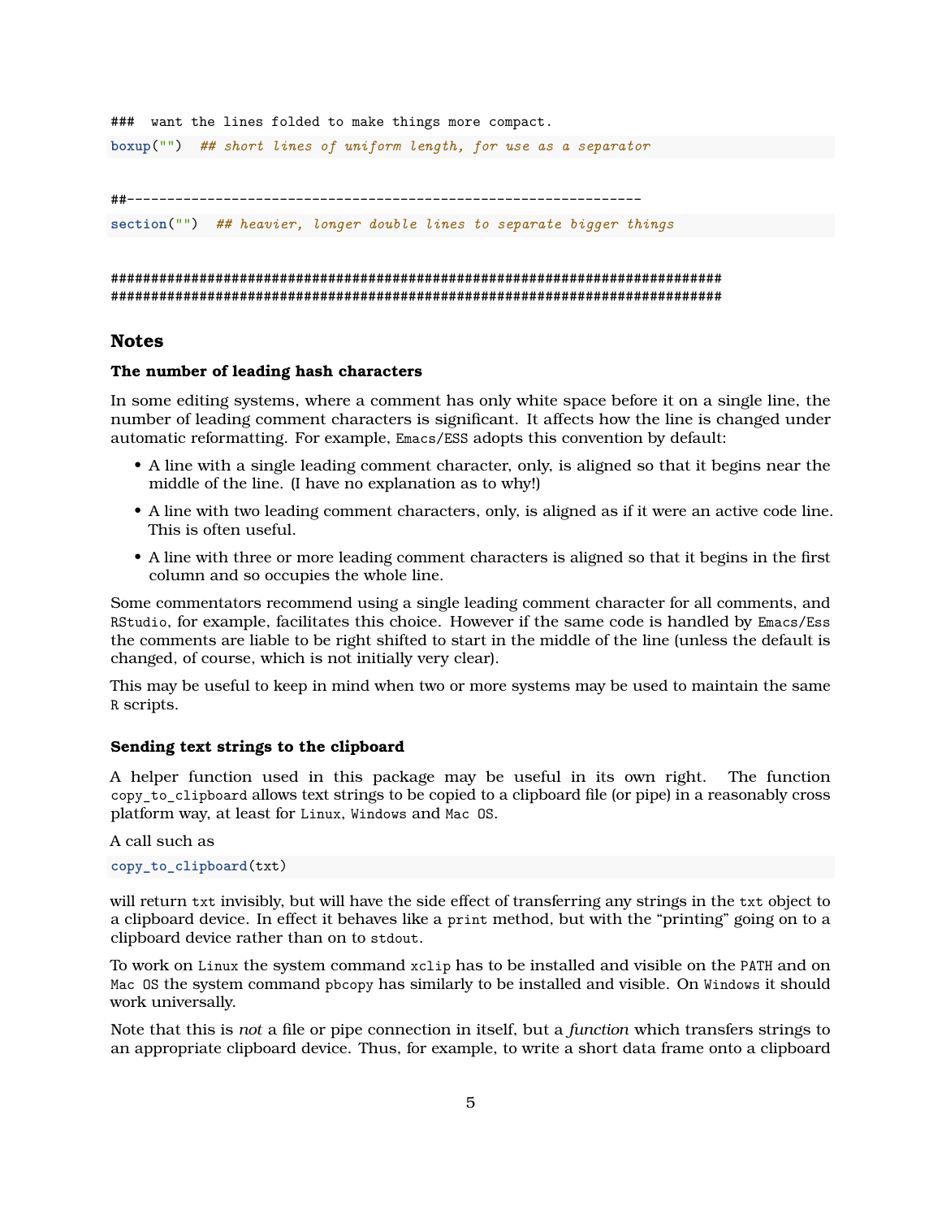```
###  want the lines folded to make things more compact.
```

```
boxup("")  ## short lines of uniform length, for use as a separator
```

```
##----------------------------------------------------------------
```

```
section("")  ## heavier, longer double lines to separate bigger things
```

```
##########################################################################
##########################################################################
```

## Notes

### The number of leading hash characters

In some editing systems, where a comment has only white space before it on a single line, the number of leading comment characters is significant. It affects how the line is changed under automatic reformatting. For example, `Emacs/ESS` adopts this convention by default:

- A line with a single leading comment character, only, is aligned so that it begins near the middle of the line. (I have no explanation as to why!)
- A line with two leading comment characters, only, is aligned as if it were an active code line. This is often useful.
- A line with three or more leading comment characters is aligned so that it begins in the first column and so occupies the whole line.

Some commentators recommend using a single leading comment character for all comments, and `RStudio`, for example, facilitates this choice. However if the same code is handled by `Emacs/Ess` the comments are liable to be right shifted to start in the middle of the line (unless the default is changed, of course, which is not initially very clear).

This may be useful to keep in mind when two or more systems may be used to maintain the same `R` scripts.

### Sending text strings to the clipboard

A helper function used in this package may be useful in its own right. The function `copy_to_clipboard` allows text strings to be copied to a clipboard file (or pipe) in a reasonably cross platform way, at least for `Linux`, `Windows` and `Mac OS`.

A call such as

```
copy_to_clipboard(txt)
```

will return `txt` invisibly, but will have the side effect of transferring any strings in the `txt` object to a clipboard device. In effect it behaves like a `print` method, but with the "printing" going on to a clipboard device rather than on to `stdout`.

To work on `Linux` the system command `xclip` has to be installed and visible on the `PATH` and on `Mac OS` the system command `pbcopy` has similarly to be installed and visible. On `Windows` it should work universally.

Note that this is *not* a file or pipe connection in itself, but a *function* which transfers strings to an appropriate clipboard device. Thus, for example, to write a short data frame onto a clipboard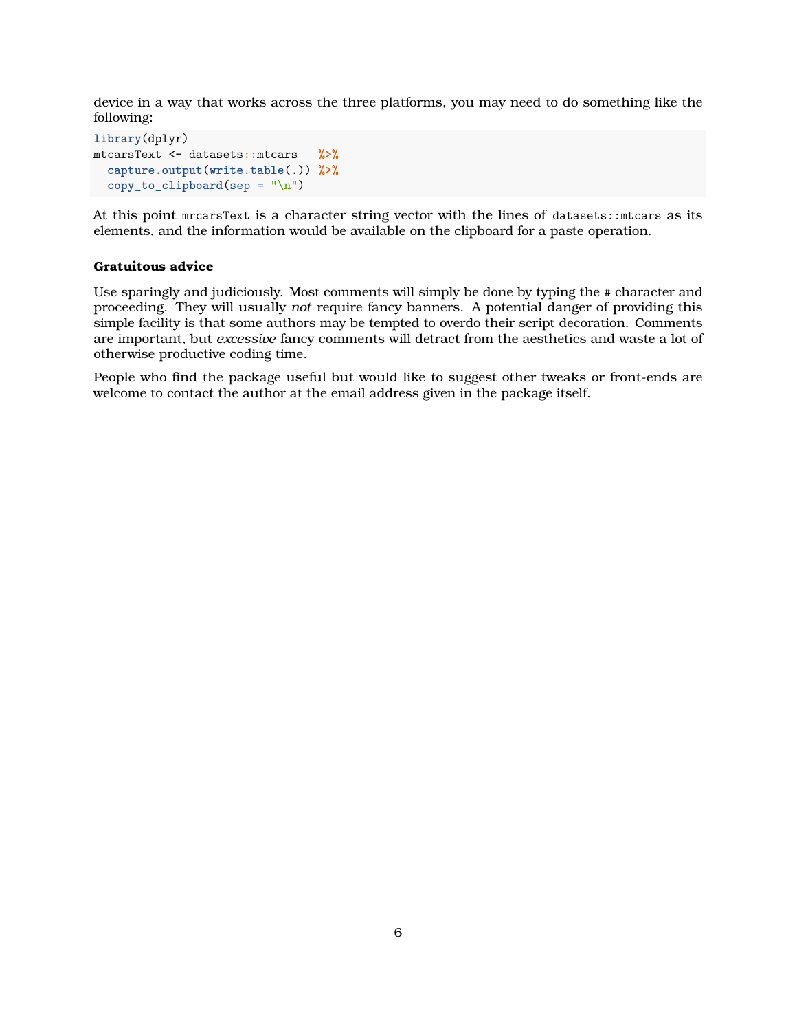device in a way that works across the three platforms, you may need to do something like the following:

```
library(dplyr)
mtcarsText <- datasets::mtcars   %>%
  capture.output(write.table(.)) %>%
  copy_to_clipboard(sep = "\n")
```

At this point `mrcarsText` is a character string vector with the lines of `datasets::mtcars` as its elements, and the information would be available on the clipboard for a paste operation.

**Gratuitous advice**

Use sparingly and judiciously. Most comments will simply be done by typing the `#` character and proceeding. They will usually *not* require fancy banners. A potential danger of providing this simple facility is that some authors may be tempted to overdo their script decoration. Comments are important, but *excessive* fancy comments will detract from the aesthetics and waste a lot of otherwise productive coding time.

People who find the package useful but would like to suggest other tweaks or front-ends are welcome to contact the author at the email address given in the package itself.